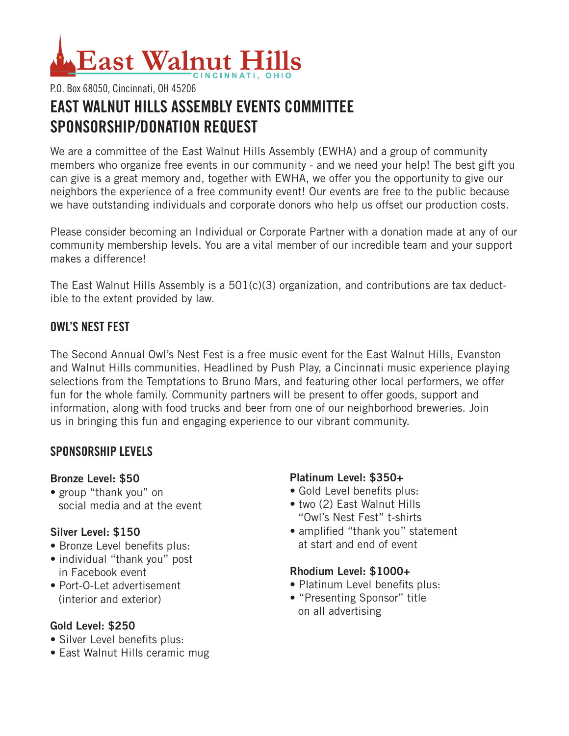# East Walnut Hills

CINCINNATI, OHIO

P.O. Box 68050, Cincinnati, OH 45206

## EAST WALNUT HILLS ASSEMBLY EVENTS COMMITTEE SPONSORSHIP/DONATION REQUEST

We are a committee of the East Walnut Hills Assembly (EWHA) and a group of community members who organize free events in our community - and we need your help! The best gift you can give is a great memory and, together with EWHA, we offer you the opportunity to give our neighbors the experience of a free community event! Our events are free to the public because we have outstanding individuals and corporate donors who help us offset our production costs.

Please consider becoming an Individual or Corporate Partner with a donation made at any of our community membership levels. You are a vital member of our incredible team and your support makes a difference!

The East Walnut Hills Assembly is a 501(c)(3) organization, and contributions are tax deductible to the extent provided by law.

### OWL'S NEST FEST

The Second Annual Owl's Nest Fest is a free music event for the East Walnut Hills, Evanston and Walnut Hills communities. Headlined by Push Play, a Cincinnati music experience playing selections from the Temptations to Bruno Mars, and featuring other local performers, we offer fun for the whole family. Community partners will be present to offer goods, support and information, along with food trucks and beer from one of our neighborhood breweries. Join us in bringing this fun and engaging experience to our vibrant community.

### SPONSORSHIP LEVELS

**Bronze Level: $50**
- group "thank you" on social media and at the event

**Silver Level: $150**
- Bronze Level benefits plus:
- individual "thank you" post in Facebook event
- Port-O-Let advertisement (interior and exterior)

**Gold Level: $250**
- Silver Level benefits plus:
- East Walnut Hills ceramic mug

**Platinum Level: $350+**
- Gold Level benefits plus:
- two (2) East Walnut Hills "Owl's Nest Fest" t-shirts
- amplified "thank you" statement at start and end of event

**Rhodium Level: $1000+**
- Platinum Level benefits plus:
- "Presenting Sponsor" title on all advertising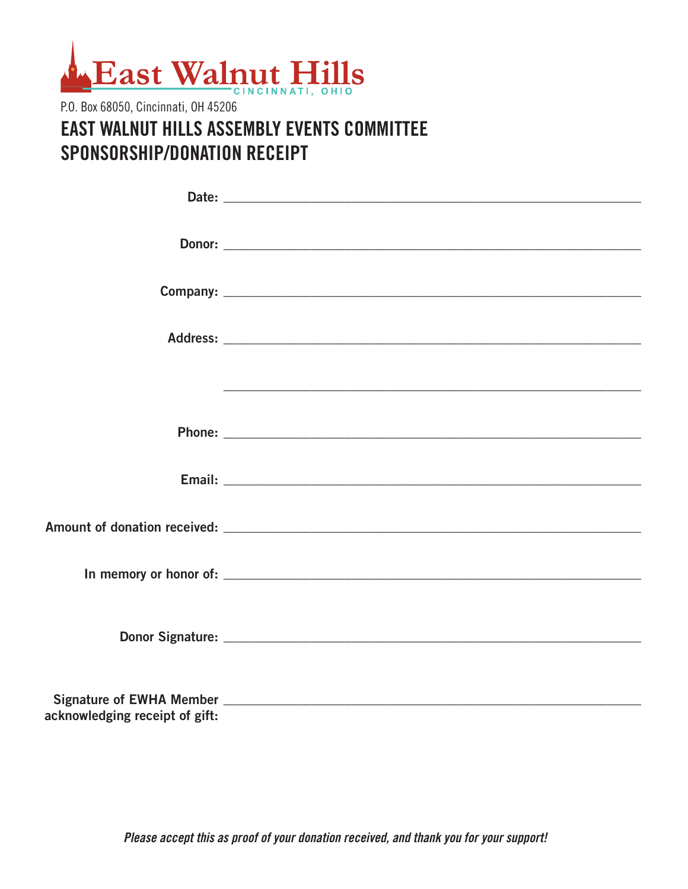East Walnut Hills
CINCINNATI, OHIO

P.O. Box 68050, Cincinnati, OH 45206

# EAST WALNUT HILLS ASSEMBLY EVENTS COMMITTEE SPONSORSHIP/DONATION RECEIPT

**Date:** ______________________________________________

**Donor:** ______________________________________________

**Company:** ______________________________________________

**Address:** ______________________________________________

______________________________________________

**Phone:** ______________________________________________

**Email:** ______________________________________________

**Amount of donation received:** ______________________________________________

**In memory or honor of:** ______________________________________________

**Donor Signature:** ______________________________________________

**Signature of EWHA Member acknowledging receipt of gift:** ______________________________________________

***Please accept this as proof of your donation received, and thank you for your support!***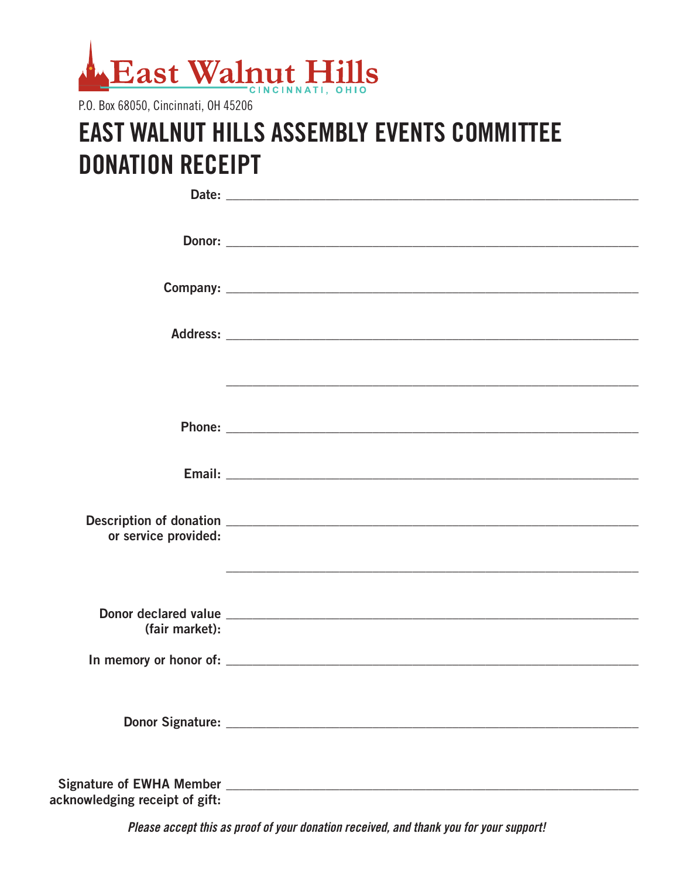East Walnut Hills
CINCINNATI, OHIO

P.O. Box 68050, Cincinnati, OH 45206

# EAST WALNUT HILLS ASSEMBLY EVENTS COMMITTEE DONATION RECEIPT

**Date:** ____________________________________________

**Donor:** ____________________________________________

**Company:** ____________________________________________

**Address:** ____________________________________________

____________________________________________

**Phone:** ____________________________________________

**Email:** ____________________________________________

**Description of donation or service provided:** ____________________________________________

____________________________________________

**Donor declared value (fair market):** ____________________________________________

**In memory or honor of:** ____________________________________________

**Donor Signature:** ____________________________________________

**Signature of EWHA Member acknowledging receipt of gift:** ____________________________________________

***Please accept this as proof of your donation received, and thank you for your support!***